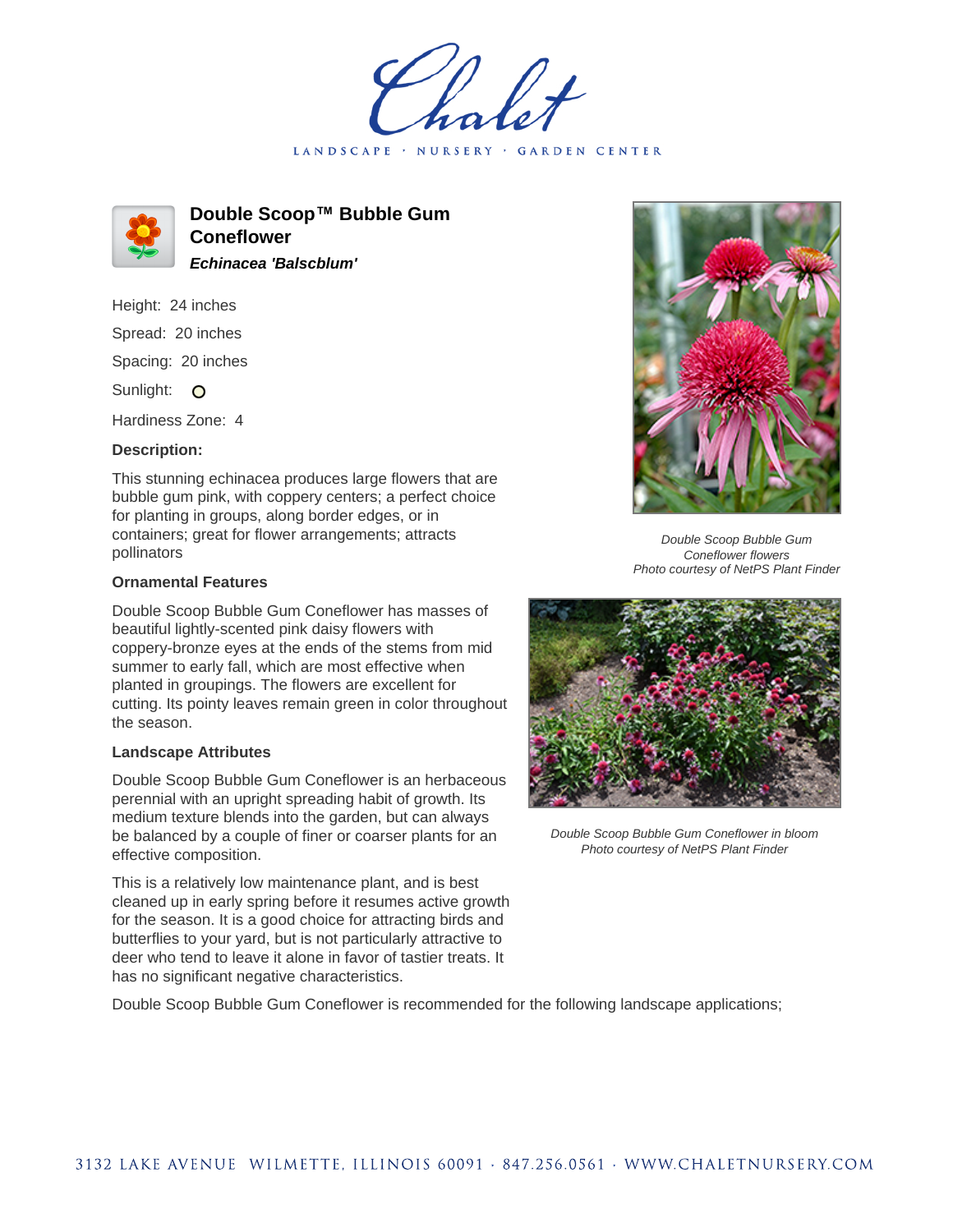# Double Scoop™ Bubble Gum Coneflower

***Echinacea 'Balscblum'***

Height: 24 inches

Spread: 20 inches

Spacing: 20 inches

Sunlight: O

Hardiness Zone: 4

**Description:**

This stunning echinacea produces large flowers that are bubble gum pink, with coppery centers; a perfect choice for planting in groups, along border edges, or in containers; great for flower arrangements; attracts pollinators

**Ornamental Features**

Double Scoop Bubble Gum Coneflower has masses of beautiful lightly-scented pink daisy flowers with coppery-bronze eyes at the ends of the stems from mid summer to early fall, which are most effective when planted in groupings. The flowers are excellent for cutting. Its pointy leaves remain green in color throughout the season.

**Landscape Attributes**

Double Scoop Bubble Gum Coneflower is an herbaceous perennial with an upright spreading habit of growth. Its medium texture blends into the garden, but can always be balanced by a couple of finer or coarser plants for an effective composition.

This is a relatively low maintenance plant, and is best cleaned up in early spring before it resumes active growth for the season. It is a good choice for attracting birds and butterflies to your yard, but is not particularly attractive to deer who tend to leave it alone in favor of tastier treats. It has no significant negative characteristics.

*Double Scoop Bubble Gum Coneflower flowers*
*Photo courtesy of NetPS Plant Finder*

*Double Scoop Bubble Gum Coneflower in bloom*
*Photo courtesy of NetPS Plant Finder*

Double Scoop Bubble Gum Coneflower is recommended for the following landscape applications;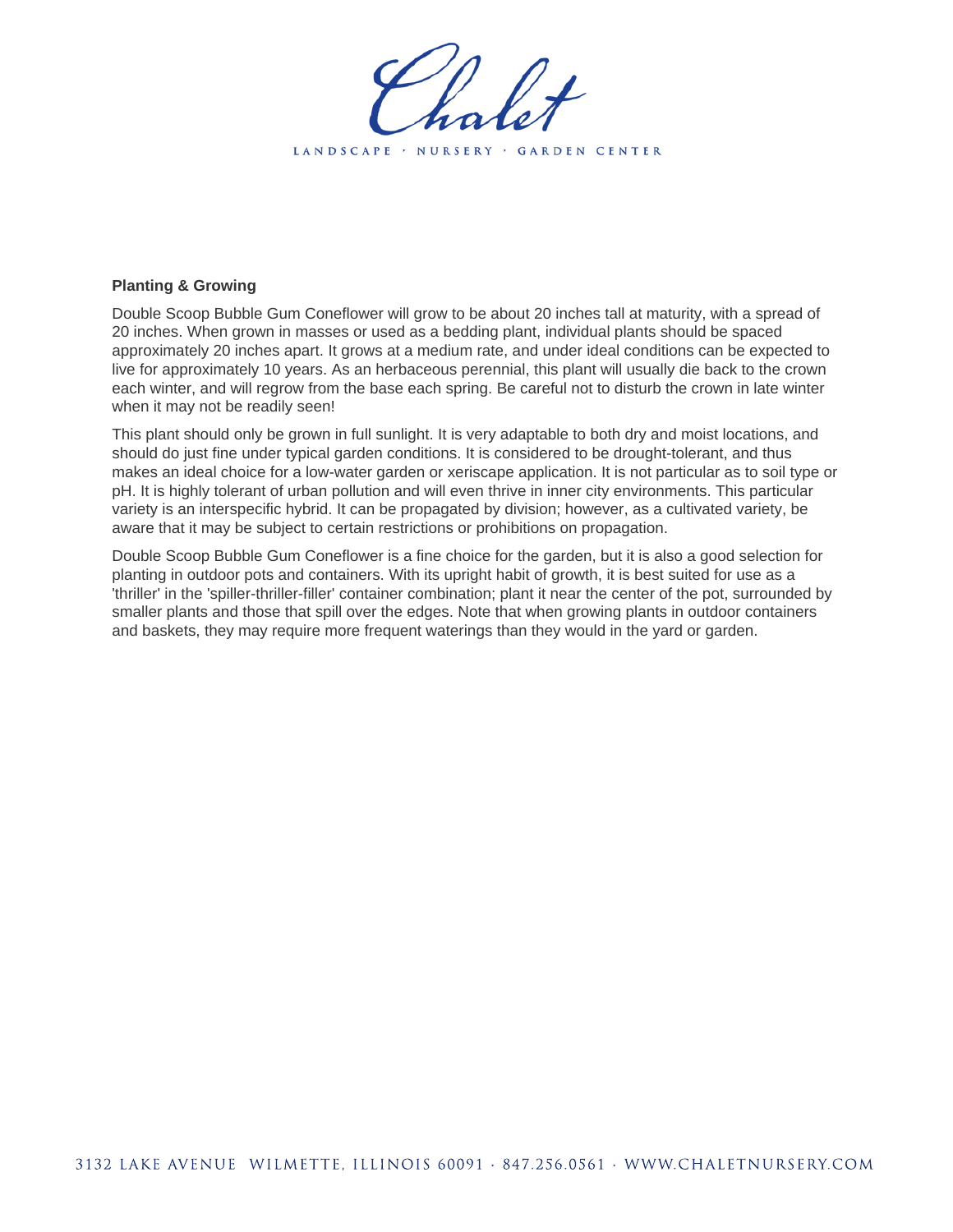**Planting & Growing**

Double Scoop Bubble Gum Coneflower will grow to be about 20 inches tall at maturity, with a spread of 20 inches. When grown in masses or used as a bedding plant, individual plants should be spaced approximately 20 inches apart. It grows at a medium rate, and under ideal conditions can be expected to live for approximately 10 years. As an herbaceous perennial, this plant will usually die back to the crown each winter, and will regrow from the base each spring. Be careful not to disturb the crown in late winter when it may not be readily seen!

This plant should only be grown in full sunlight. It is very adaptable to both dry and moist locations, and should do just fine under typical garden conditions. It is considered to be drought-tolerant, and thus makes an ideal choice for a low-water garden or xeriscape application. It is not particular as to soil type or pH. It is highly tolerant of urban pollution and will even thrive in inner city environments. This particular variety is an interspecific hybrid. It can be propagated by division; however, as a cultivated variety, be aware that it may be subject to certain restrictions or prohibitions on propagation.

Double Scoop Bubble Gum Coneflower is a fine choice for the garden, but it is also a good selection for planting in outdoor pots and containers. With its upright habit of growth, it is best suited for use as a 'thriller' in the 'spiller-thriller-filler' container combination; plant it near the center of the pot, surrounded by smaller plants and those that spill over the edges. Note that when growing plants in outdoor containers and baskets, they may require more frequent waterings than they would in the yard or garden.